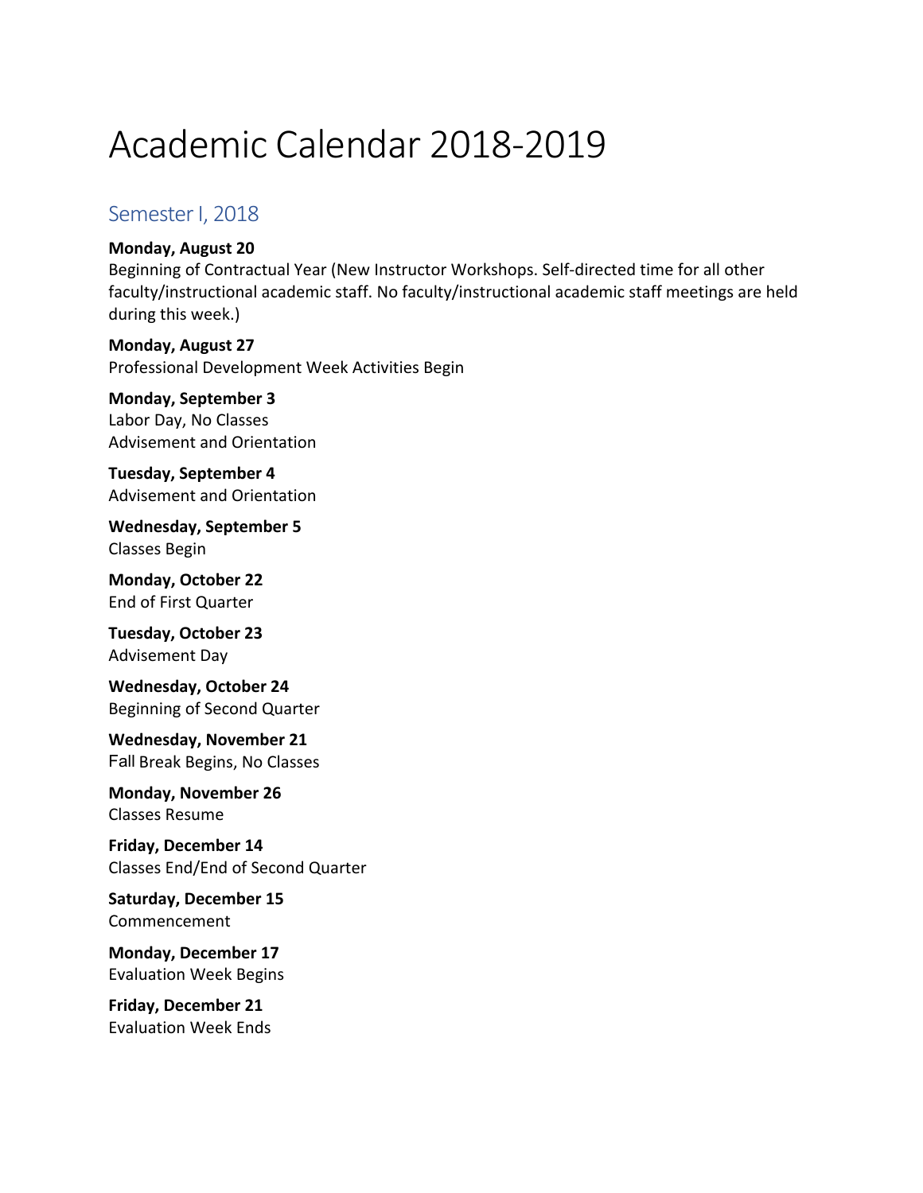# Academic Calendar 2018-2019

## Semester I, 2018

**Monday, August 20**
Beginning of Contractual Year (New Instructor Workshops. Self-directed time for all other faculty/instructional academic staff. No faculty/instructional academic staff meetings are held during this week.)

**Monday, August 27**
Professional Development Week Activities Begin

**Monday, September 3**
Labor Day, No Classes
Advisement and Orientation

**Tuesday, September 4**
Advisement and Orientation

**Wednesday, September 5**
Classes Begin

**Monday, October 22**
End of First Quarter

**Tuesday, October 23**
Advisement Day

**Wednesday, October 24**
Beginning of Second Quarter

**Wednesday, November 21**
Fall Break Begins, No Classes

**Monday, November 26**
Classes Resume

**Friday, December 14**
Classes End/End of Second Quarter

**Saturday, December 15**
Commencement

**Monday, December 17**
Evaluation Week Begins

**Friday, December 21**
Evaluation Week Ends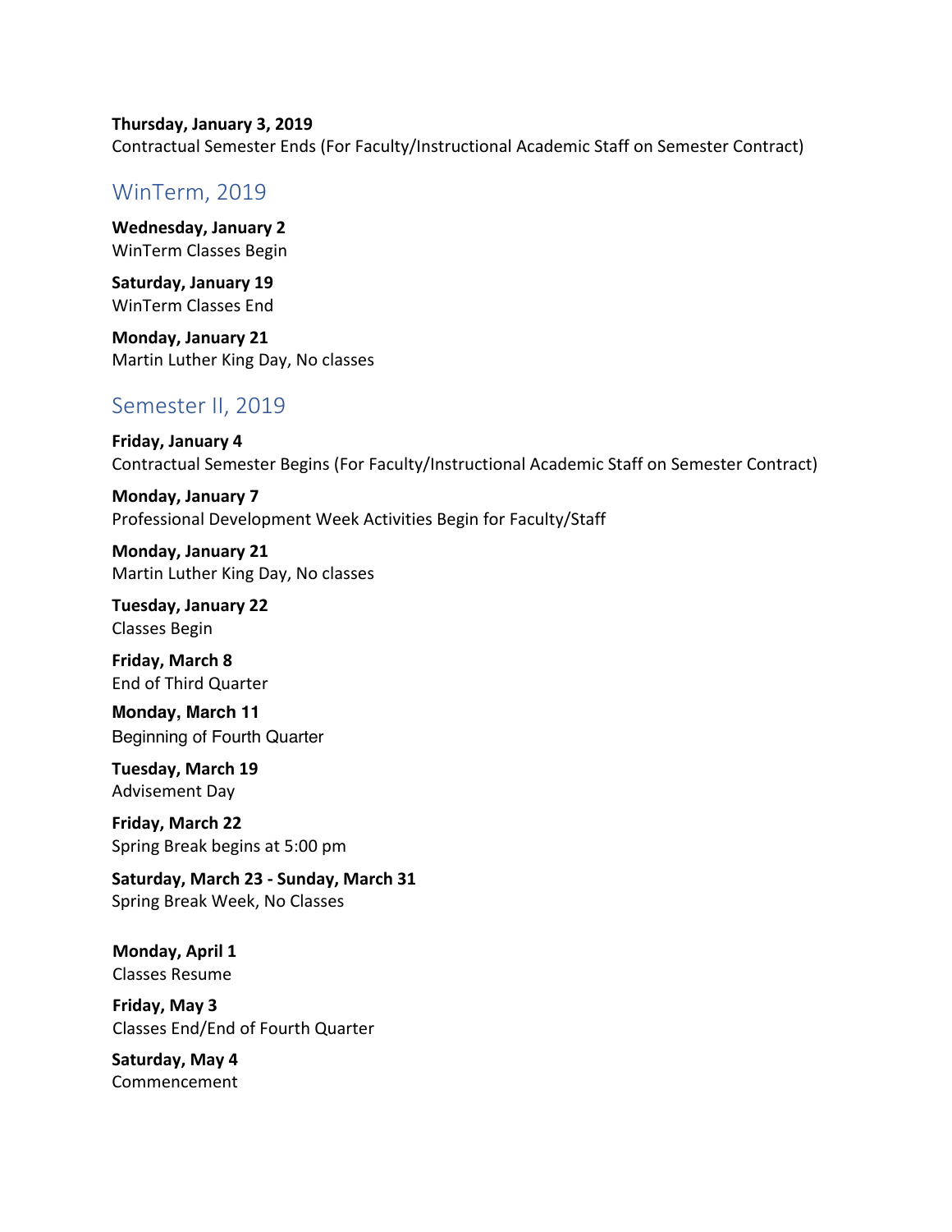**Thursday, January 3, 2019**
Contractual Semester Ends (For Faculty/Instructional Academic Staff on Semester Contract)

## WinTerm, 2019

**Wednesday, January 2**
WinTerm Classes Begin

**Saturday, January 19**
WinTerm Classes End

**Monday, January 21**
Martin Luther King Day, No classes

## Semester II, 2019

**Friday, January 4**
Contractual Semester Begins (For Faculty/Instructional Academic Staff on Semester Contract)

**Monday, January 7**
Professional Development Week Activities Begin for Faculty/Staff

**Monday, January 21**
Martin Luther King Day, No classes

**Tuesday, January 22**
Classes Begin

**Friday, March 8**
End of Third Quarter

**Monday, March 11**
Beginning of Fourth Quarter

**Tuesday, March 19**
Advisement Day

**Friday, March 22**
Spring Break begins at 5:00 pm

**Saturday, March 23 - Sunday, March 31**
Spring Break Week, No Classes

**Monday, April 1**
Classes Resume

**Friday, May 3**
Classes End/End of Fourth Quarter

**Saturday, May 4**
Commencement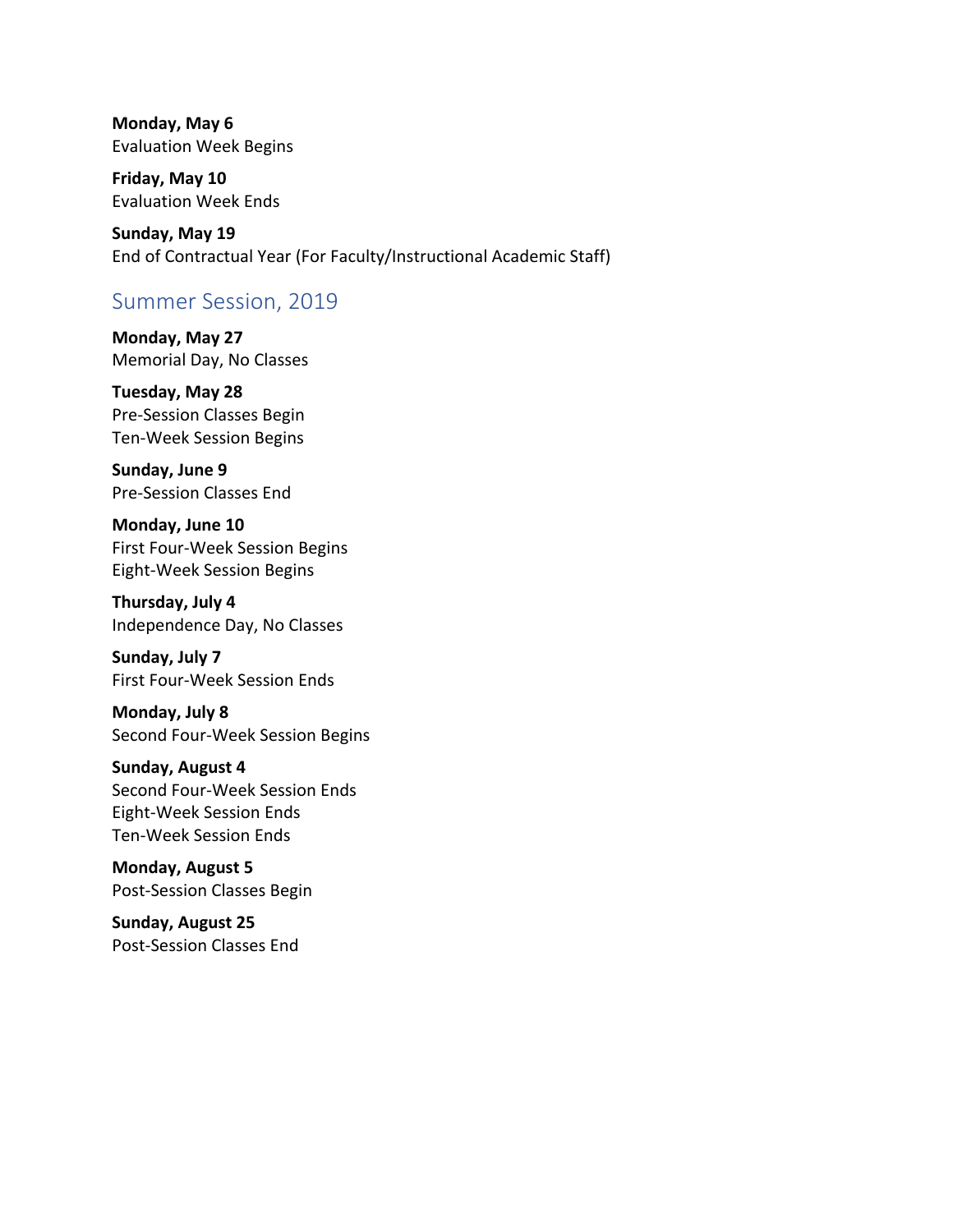**Monday, May 6**
Evaluation Week Begins

**Friday, May 10**
Evaluation Week Ends

**Sunday, May 19**
End of Contractual Year (For Faculty/Instructional Academic Staff)

## Summer Session, 2019

**Monday, May 27**
Memorial Day, No Classes

**Tuesday, May 28**
Pre-Session Classes Begin
Ten-Week Session Begins

**Sunday, June 9**
Pre-Session Classes End

**Monday, June 10**
First Four-Week Session Begins
Eight-Week Session Begins

**Thursday, July 4**
Independence Day, No Classes

**Sunday, July 7**
First Four-Week Session Ends

**Monday, July 8**
Second Four-Week Session Begins

**Sunday, August 4**
Second Four-Week Session Ends
Eight-Week Session Ends
Ten-Week Session Ends

**Monday, August 5**
Post-Session Classes Begin

**Sunday, August 25**
Post-Session Classes End